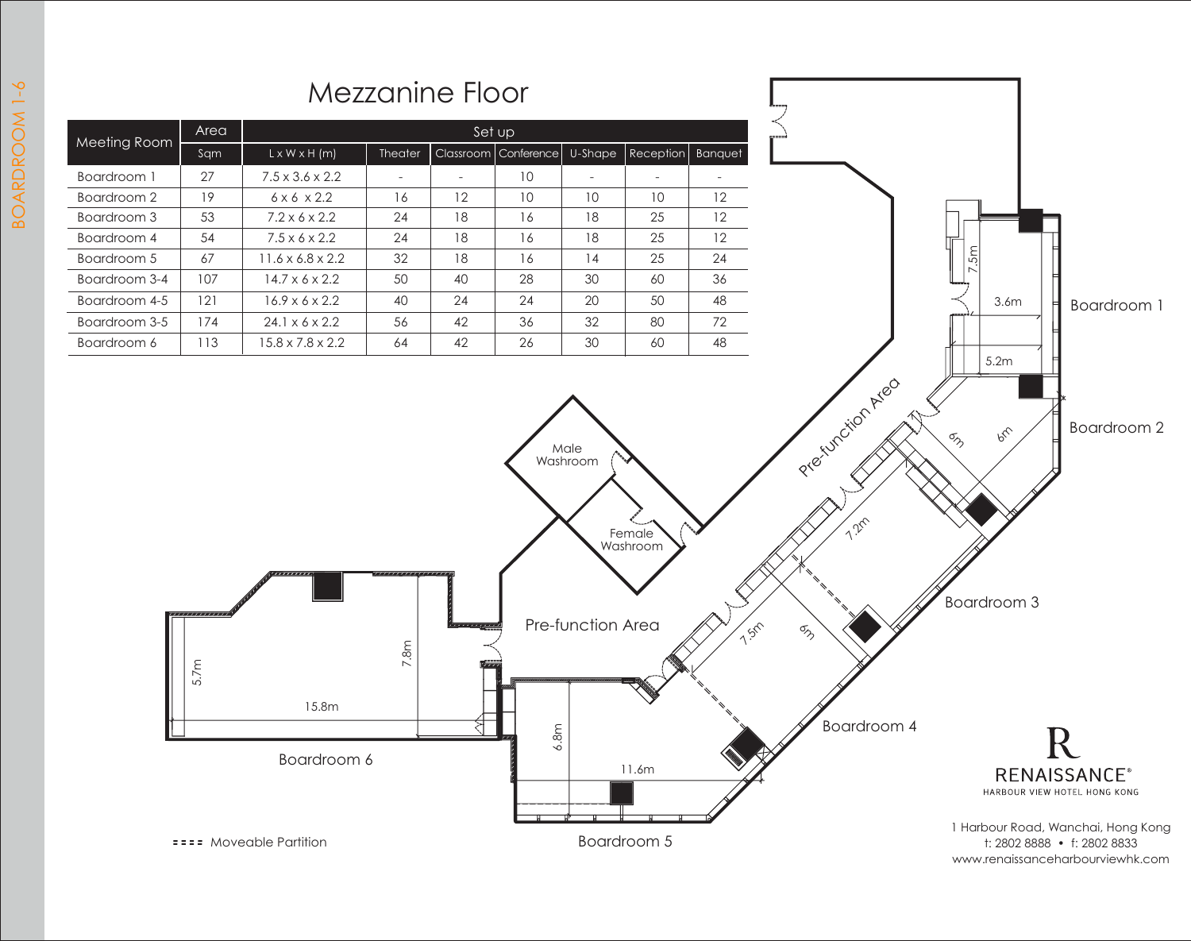# Mezzanine Floor

| Meeting Room | Area | Set up | | | | | | |
|---|---|---|---|---|---|---|---|---|
| | Sqm | L x W x H (m) | Theater | Classroom | Conference | U-Shape | Reception | Banquet |
| Boardroom 1 | 27 | 7.5 x 3.6 x 2.2 | - | - | 10 | - | - | - |
| Boardroom 2 | 19 | 6 x 6 x 2.2 | 16 | 12 | 10 | 10 | 10 | 12 |
| Boardroom 3 | 53 | 7.2 x 6 x 2.2 | 24 | 18 | 16 | 18 | 25 | 12 |
| Boardroom 4 | 54 | 7.5 x 6 x 2.2 | 24 | 18 | 16 | 18 | 25 | 12 |
| Boardroom 5 | 67 | 11.6 x 6.8 x 2.2 | 32 | 18 | 16 | 14 | 25 | 24 |
| Boardroom 3-4 | 107 | 14.7 x 6 x 2.2 | 50 | 40 | 28 | 30 | 60 | 36 |
| Boardroom 4-5 | 121 | 16.9 x 6 x 2.2 | 40 | 24 | 24 | 20 | 50 | 48 |
| Boardroom 3-5 | 174 | 24.1 x 6 x 2.2 | 56 | 42 | 36 | 32 | 80 | 72 |
| Boardroom 6 | 113 | 15.8 x 7.8 x 2.2 | 64 | 42 | 26 | 30 | 60 | 48 |

Boardroom 1 — 7.5m, 3.6m, 5.2m

Boardroom 2 — 6m, 6m

Boardroom 3 — 7.2m

Boardroom 4 — 7.5m, 6m

Boardroom 5 — 6.8m, 11.6m

Boardroom 6 — 5.7m, 7.8m, 15.8m

Pre-function Area

Male Washroom

Female Washroom

==== Moveable Partition

RENAISSANCE®
HARBOUR VIEW HOTEL HONG KONG

1 Harbour Road, Wanchai, Hong Kong
t: 2802 8888 • f: 2802 8833
www.renaissanceharbourviewhk.com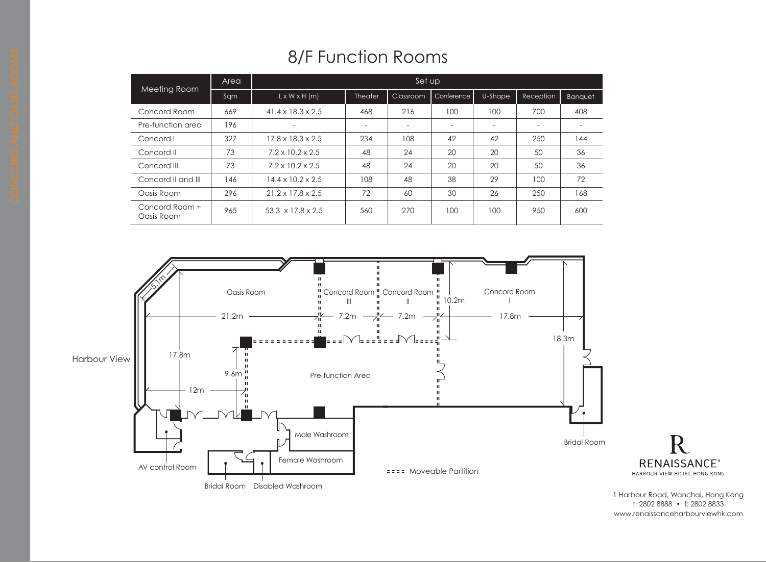# 8/F Function Rooms

| Meeting Room | Area | Set up | | | | | | |
|---|---|---|---|---|---|---|---|---|
| | Sqm | L x W x H (m) | Theater | Classroom | Conference | U-Shape | Reception | Banquet |
| Concord Room | 669 | 41.4 x 18.3 x 2.5 | 468 | 216 | 100 | 100 | 700 | 408 |
| Pre-function area | 196 | - | - | - | - | - | - | - |
| Concord I | 327 | 17.8 x 18.3 x 2.5 | 234 | 108 | 42 | 42 | 250 | 144 |
| Concord II | 73 | 7.2 x 10.2 x 2.5 | 48 | 24 | 20 | 20 | 50 | 36 |
| Concord III | 73 | 7.2 x 10.2 x 2.5 | 48 | 24 | 20 | 20 | 50 | 36 |
| Concord II and III | 146 | 14.4 x 10.2 x 2.5 | 108 | 48 | 38 | 29 | 100 | 72 |
| Oasis Room | 296 | 21.2 x 17.8 x 2.5 | 72 | 60 | 30 | 26 | 250 | 168 |
| Concord Room + Oasis Room | 965 | 53.3 x 17.8 x 2.5 | 560 | 270 | 100 | 100 | 950 | 600 |

Harbour View

Oasis Room — 21.2m, 17.8m, 12m, 9.6m, 5.1m

Concord Room III — 7.2m

Concord Room II — 7.2m

Concord Room I — 17.8m, 10.2m, 18.3m

Pre-function Area

Male Washroom

Female Washroom

AV control Room

Bridal Room

Disabled Washroom

Bridal Room

==== Moveable Partition

RENAISSANCE®
HARBOUR VIEW HOTEL HONG KONG

1 Harbour Road, Wanchai, Hong Kong
t: 2802 8888 • f: 2802 8833
www.renaissanceharbourviewhk.com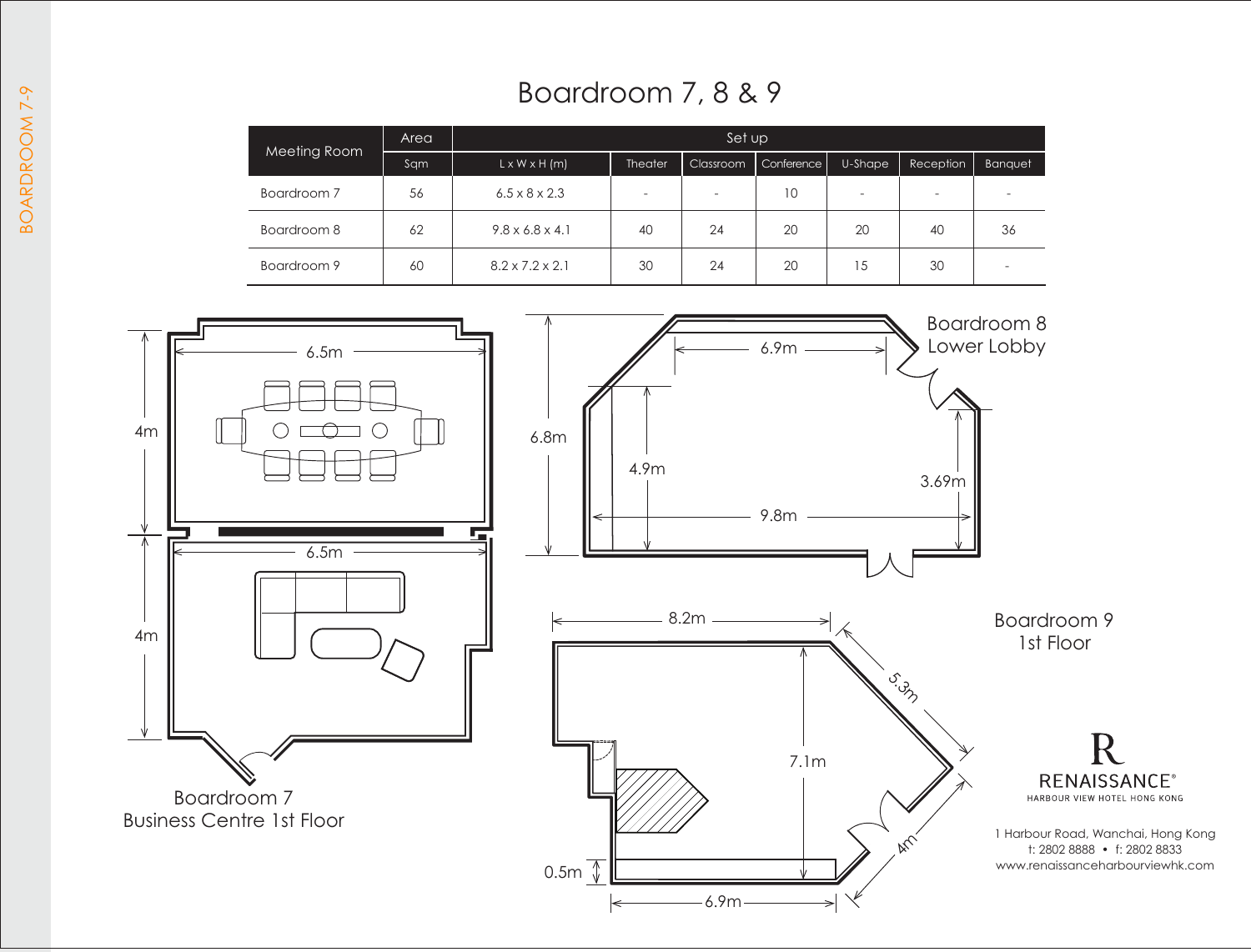# Boardroom 7, 8 & 9

| Meeting Room | Area | | Set up | | | | | |
|---|---|---|---|---|---|---|---|---|
| | Sqm | L x W x H (m) | Theater | Classroom | Conference | U-Shape | Reception | Banquet |
| Boardroom 7 | 56 | 6.5 x 8 x 2.3 | - | - | 10 | - | - | - |
| Boardroom 8 | 62 | 9.8 x 6.8 x 4.1 | 40 | 24 | 20 | 20 | 40 | 36 |
| Boardroom 9 | 60 | 8.2 x 7.2 x 2.1 | 30 | 24 | 20 | 15 | 30 | - |

6.5m
4m
6.5m
4m

Boardroom 7
Business Centre 1st Floor

6.9m
6.8m
4.9m
3.69m
9.8m

Boardroom 8
Lower Lobby

8.2m
5.3m
7.1m
4m
0.5m
6.9m

Boardroom 9
1st Floor

RENAISSANCE®
HARBOUR VIEW HOTEL HONG KONG

1 Harbour Road, Wanchai, Hong Kong
t: 2802 8888 • f: 2802 8833
www.renaissanceharbourviewhk.com